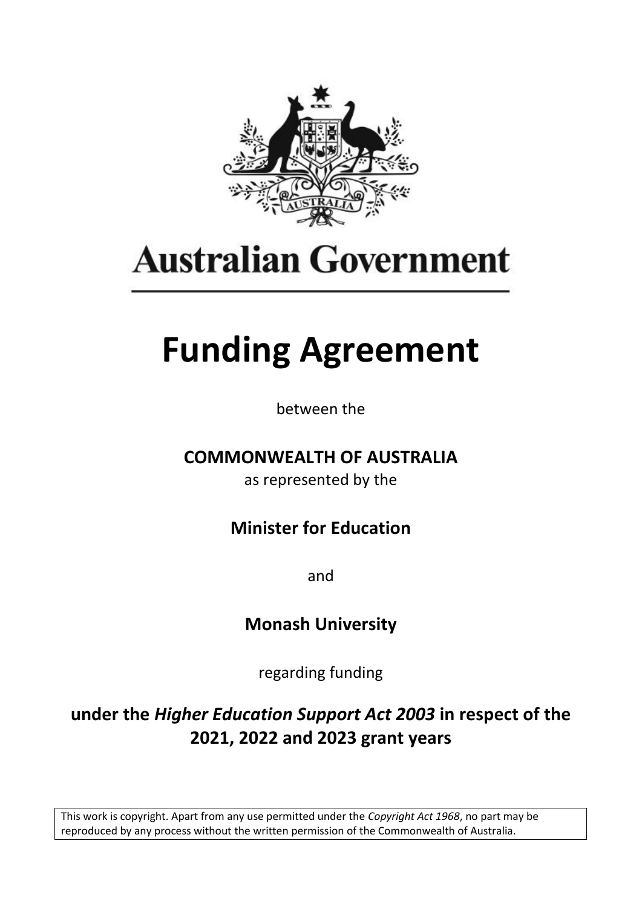Australian Government

# Funding Agreement

between the

**COMMONWEALTH OF AUSTRALIA**

as represented by the

**Minister for Education**

and

**Monash University**

regarding funding

**under the *Higher Education Support Act 2003* in respect of the 2021, 2022 and 2023 grant years**

This work is copyright. Apart from any use permitted under the *Copyright Act 1968*, no part may be reproduced by any process without the written permission of the Commonwealth of Australia.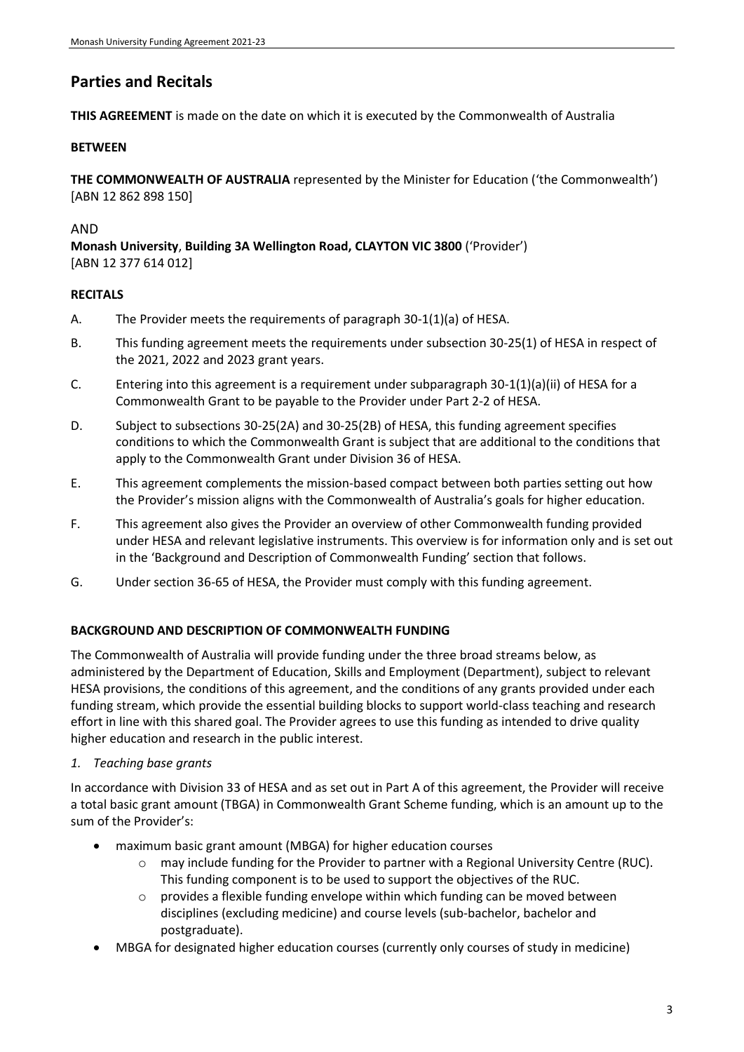## Parties and Recitals

**THIS AGREEMENT** is made on the date on which it is executed by the Commonwealth of Australia

**BETWEEN**

**THE COMMONWEALTH OF AUSTRALIA** represented by the Minister for Education ('the Commonwealth') [ABN 12 862 898 150]

AND

**Monash University**, **Building 3A Wellington Road, CLAYTON VIC 3800** ('Provider') [ABN 12 377 614 012]

**RECITALS**

A. The Provider meets the requirements of paragraph 30-1(1)(a) of HESA.

B. This funding agreement meets the requirements under subsection 30-25(1) of HESA in respect of the 2021, 2022 and 2023 grant years.

C. Entering into this agreement is a requirement under subparagraph 30-1(1)(a)(ii) of HESA for a Commonwealth Grant to be payable to the Provider under Part 2-2 of HESA.

D. Subject to subsections 30-25(2A) and 30-25(2B) of HESA, this funding agreement specifies conditions to which the Commonwealth Grant is subject that are additional to the conditions that apply to the Commonwealth Grant under Division 36 of HESA.

E. This agreement complements the mission-based compact between both parties setting out how the Provider's mission aligns with the Commonwealth of Australia's goals for higher education.

F. This agreement also gives the Provider an overview of other Commonwealth funding provided under HESA and relevant legislative instruments. This overview is for information only and is set out in the 'Background and Description of Commonwealth Funding' section that follows.

G. Under section 36-65 of HESA, the Provider must comply with this funding agreement.

**BACKGROUND AND DESCRIPTION OF COMMONWEALTH FUNDING**

The Commonwealth of Australia will provide funding under the three broad streams below, as administered by the Department of Education, Skills and Employment (Department), subject to relevant HESA provisions, the conditions of this agreement, and the conditions of any grants provided under each funding stream, which provide the essential building blocks to support world-class teaching and research effort in line with this shared goal. The Provider agrees to use this funding as intended to drive quality higher education and research in the public interest.

*1. Teaching base grants*

In accordance with Division 33 of HESA and as set out in Part A of this agreement, the Provider will receive a total basic grant amount (TBGA) in Commonwealth Grant Scheme funding, which is an amount up to the sum of the Provider's:

- maximum basic grant amount (MBGA) for higher education courses
  - may include funding for the Provider to partner with a Regional University Centre (RUC). This funding component is to be used to support the objectives of the RUC.
  - provides a flexible funding envelope within which funding can be moved between disciplines (excluding medicine) and course levels (sub-bachelor, bachelor and postgraduate).
- MBGA for designated higher education courses (currently only courses of study in medicine)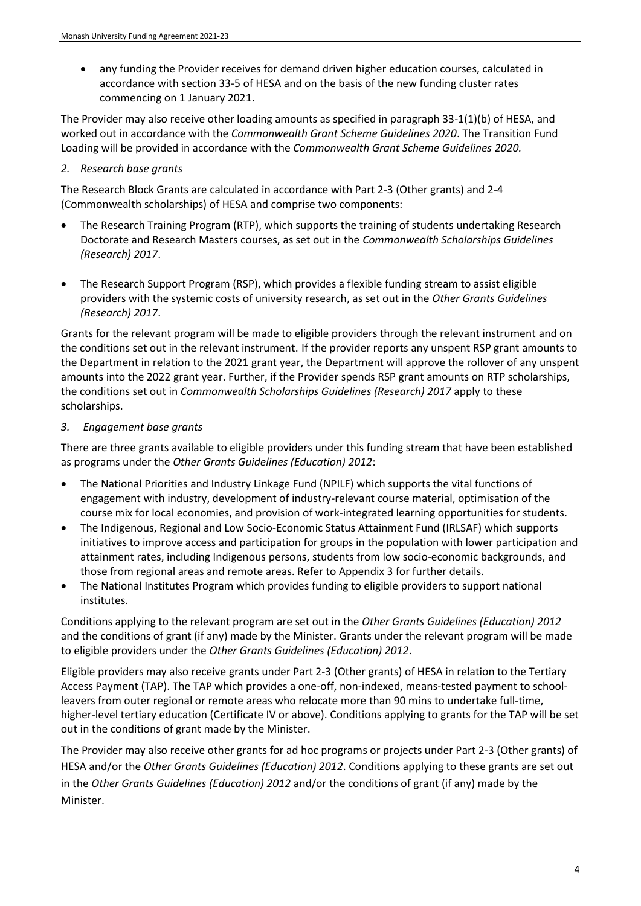- any funding the Provider receives for demand driven higher education courses, calculated in accordance with section 33-5 of HESA and on the basis of the new funding cluster rates commencing on 1 January 2021.

The Provider may also receive other loading amounts as specified in paragraph 33-1(1)(b) of HESA, and worked out in accordance with the *Commonwealth Grant Scheme Guidelines 2020*. The Transition Fund Loading will be provided in accordance with the *Commonwealth Grant Scheme Guidelines 2020.*

*2. Research base grants*

The Research Block Grants are calculated in accordance with Part 2-3 (Other grants) and 2-4 (Commonwealth scholarships) of HESA and comprise two components:

- The Research Training Program (RTP), which supports the training of students undertaking Research Doctorate and Research Masters courses, as set out in the *Commonwealth Scholarships Guidelines (Research) 2017*.
- The Research Support Program (RSP), which provides a flexible funding stream to assist eligible providers with the systemic costs of university research, as set out in the *Other Grants Guidelines (Research) 2017*.

Grants for the relevant program will be made to eligible providers through the relevant instrument and on the conditions set out in the relevant instrument. If the provider reports any unspent RSP grant amounts to the Department in relation to the 2021 grant year, the Department will approve the rollover of any unspent amounts into the 2022 grant year. Further, if the Provider spends RSP grant amounts on RTP scholarships, the conditions set out in *Commonwealth Scholarships Guidelines (Research) 2017* apply to these scholarships.

*3. Engagement base grants*

There are three grants available to eligible providers under this funding stream that have been established as programs under the *Other Grants Guidelines (Education) 2012*:

- The National Priorities and Industry Linkage Fund (NPILF) which supports the vital functions of engagement with industry, development of industry-relevant course material, optimisation of the course mix for local economies, and provision of work-integrated learning opportunities for students.
- The Indigenous, Regional and Low Socio-Economic Status Attainment Fund (IRLSAF) which supports initiatives to improve access and participation for groups in the population with lower participation and attainment rates, including Indigenous persons, students from low socio-economic backgrounds, and those from regional areas and remote areas. Refer to Appendix 3 for further details.
- The National Institutes Program which provides funding to eligible providers to support national institutes.

Conditions applying to the relevant program are set out in the *Other Grants Guidelines (Education) 2012* and the conditions of grant (if any) made by the Minister. Grants under the relevant program will be made to eligible providers under the *Other Grants Guidelines (Education) 2012*.

Eligible providers may also receive grants under Part 2-3 (Other grants) of HESA in relation to the Tertiary Access Payment (TAP). The TAP which provides a one-off, non-indexed, means-tested payment to school-leavers from outer regional or remote areas who relocate more than 90 mins to undertake full-time, higher-level tertiary education (Certificate IV or above). Conditions applying to grants for the TAP will be set out in the conditions of grant made by the Minister.

The Provider may also receive other grants for ad hoc programs or projects under Part 2-3 (Other grants) of HESA and/or the *Other Grants Guidelines (Education) 2012*. Conditions applying to these grants are set out in the *Other Grants Guidelines (Education) 2012* and/or the conditions of grant (if any) made by the Minister.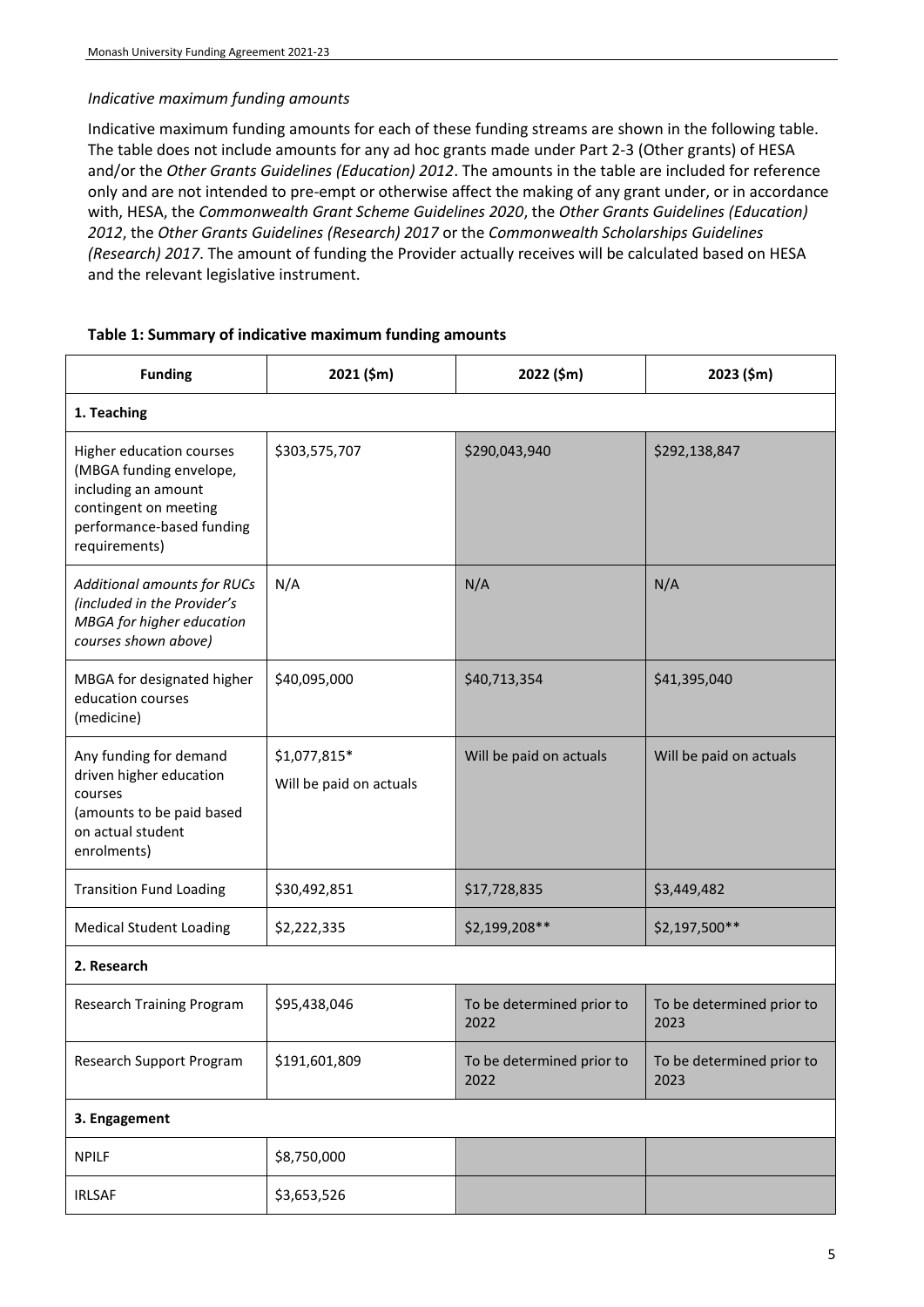*Indicative maximum funding amounts*

Indicative maximum funding amounts for each of these funding streams are shown in the following table. The table does not include amounts for any ad hoc grants made under Part 2-3 (Other grants) of HESA and/or the *Other Grants Guidelines (Education) 2012*. The amounts in the table are included for reference only and are not intended to pre-empt or otherwise affect the making of any grant under, or in accordance with, HESA, the *Commonwealth Grant Scheme Guidelines 2020*, the *Other Grants Guidelines (Education) 2012*, the *Other Grants Guidelines (Research) 2017* or the *Commonwealth Scholarships Guidelines (Research) 2017*. The amount of funding the Provider actually receives will be calculated based on HESA and the relevant legislative instrument.

**Table 1: Summary of indicative maximum funding amounts**

| Funding | 2021 ($m) | 2022 ($m) | 2023 ($m) |
|---|---|---|---|
| **1. Teaching** | | | |
| Higher education courses (MBGA funding envelope, including an amount contingent on meeting performance-based funding requirements) | $303,575,707 | $290,043,940 | $292,138,847 |
| *Additional amounts for RUCs (included in the Provider's MBGA for higher education courses shown above)* | N/A | N/A | N/A |
| MBGA for designated higher education courses (medicine) | $40,095,000 | $40,713,354 | $41,395,040 |
| Any funding for demand driven higher education courses (amounts to be paid based on actual student enrolments) | $1,077,815* Will be paid on actuals | Will be paid on actuals | Will be paid on actuals |
| Transition Fund Loading | $30,492,851 | $17,728,835 | $3,449,482 |
| Medical Student Loading | $2,222,335 | $2,199,208** | $2,197,500** |
| **2. Research** | | | |
| Research Training Program | $95,438,046 | To be determined prior to 2022 | To be determined prior to 2023 |
| Research Support Program | $191,601,809 | To be determined prior to 2022 | To be determined prior to 2023 |
| **3. Engagement** | | | |
| NPILF | $8,750,000 | | |
| IRLSAF | $3,653,526 | | |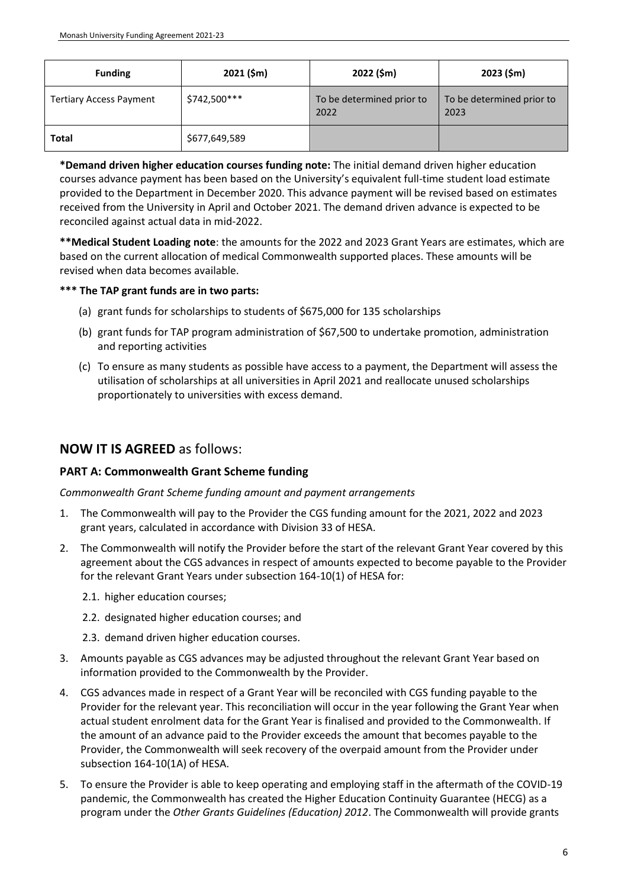| Funding | 2021 ($m) | 2022 ($m) | 2023 ($m) |
|---|---|---|---|
| Tertiary Access Payment | $742,500*** | To be determined prior to 2022 | To be determined prior to 2023 |
| **Total** | $677,649,589 | | |

**\*Demand driven higher education courses funding note:** The initial demand driven higher education courses advance payment has been based on the University's equivalent full-time student load estimate provided to the Department in December 2020. This advance payment will be revised based on estimates received from the University in April and October 2021. The demand driven advance is expected to be reconciled against actual data in mid-2022.

**\*\*Medical Student Loading note**: the amounts for the 2022 and 2023 Grant Years are estimates, which are based on the current allocation of medical Commonwealth supported places. These amounts will be revised when data becomes available.

**\*\*\* The TAP grant funds are in two parts:**

(a) grant funds for scholarships to students of $675,000 for 135 scholarships

(b) grant funds for TAP program administration of $67,500 to undertake promotion, administration and reporting activities

(c) To ensure as many students as possible have access to a payment, the Department will assess the utilisation of scholarships at all universities in April 2021 and reallocate unused scholarships proportionately to universities with excess demand.

## **NOW IT IS AGREED** as follows:

### PART A: Commonwealth Grant Scheme funding

*Commonwealth Grant Scheme funding amount and payment arrangements*

1. The Commonwealth will pay to the Provider the CGS funding amount for the 2021, 2022 and 2023 grant years, calculated in accordance with Division 33 of HESA.
2. The Commonwealth will notify the Provider before the start of the relevant Grant Year covered by this agreement about the CGS advances in respect of amounts expected to become payable to the Provider for the relevant Grant Years under subsection 164-10(1) of HESA for:
   - 2.1. higher education courses;
   - 2.2. designated higher education courses; and
   - 2.3. demand driven higher education courses.
3. Amounts payable as CGS advances may be adjusted throughout the relevant Grant Year based on information provided to the Commonwealth by the Provider.
4. CGS advances made in respect of a Grant Year will be reconciled with CGS funding payable to the Provider for the relevant year. This reconciliation will occur in the year following the Grant Year when actual student enrolment data for the Grant Year is finalised and provided to the Commonwealth. If the amount of an advance paid to the Provider exceeds the amount that becomes payable to the Provider, the Commonwealth will seek recovery of the overpaid amount from the Provider under subsection 164-10(1A) of HESA.
5. To ensure the Provider is able to keep operating and employing staff in the aftermath of the COVID-19 pandemic, the Commonwealth has created the Higher Education Continuity Guarantee (HECG) as a program under the *Other Grants Guidelines (Education) 2012*. The Commonwealth will provide grants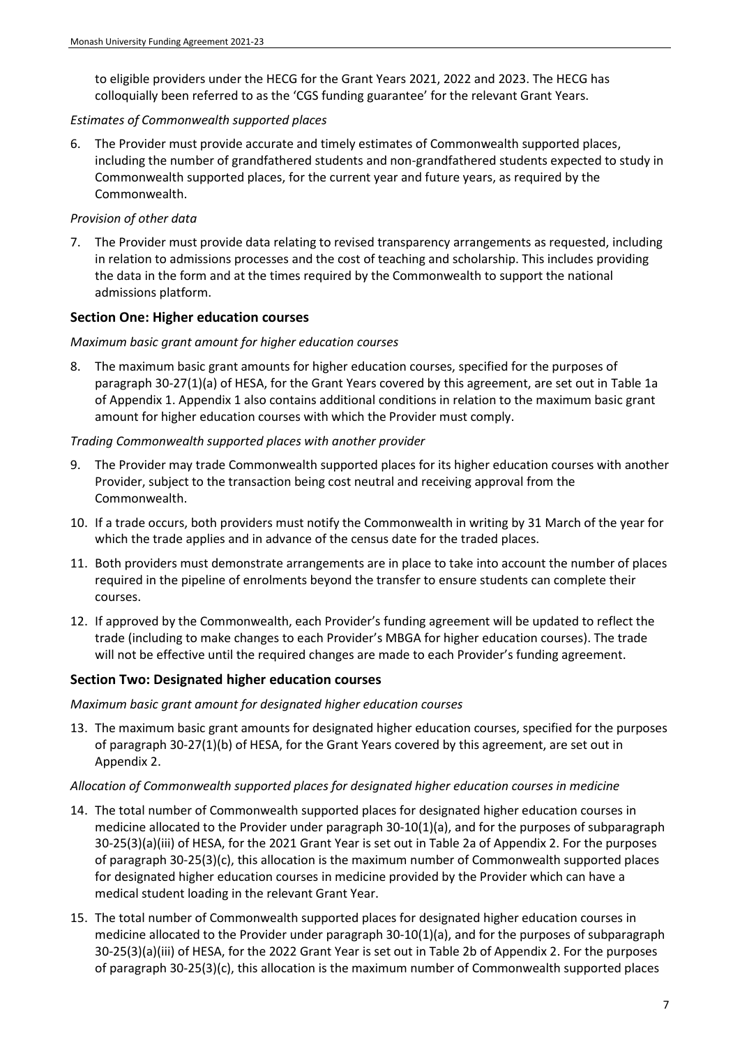to eligible providers under the HECG for the Grant Years 2021, 2022 and 2023. The HECG has colloquially been referred to as the 'CGS funding guarantee' for the relevant Grant Years.

*Estimates of Commonwealth supported places*

6. The Provider must provide accurate and timely estimates of Commonwealth supported places, including the number of grandfathered students and non-grandfathered students expected to study in Commonwealth supported places, for the current year and future years, as required by the Commonwealth.

*Provision of other data*

7. The Provider must provide data relating to revised transparency arrangements as requested, including in relation to admissions processes and the cost of teaching and scholarship. This includes providing the data in the form and at the times required by the Commonwealth to support the national admissions platform.

### Section One: Higher education courses

*Maximum basic grant amount for higher education courses*

8. The maximum basic grant amounts for higher education courses, specified for the purposes of paragraph 30-27(1)(a) of HESA, for the Grant Years covered by this agreement, are set out in Table 1a of Appendix 1. Appendix 1 also contains additional conditions in relation to the maximum basic grant amount for higher education courses with which the Provider must comply.

*Trading Commonwealth supported places with another provider*

9. The Provider may trade Commonwealth supported places for its higher education courses with another Provider, subject to the transaction being cost neutral and receiving approval from the Commonwealth.
10. If a trade occurs, both providers must notify the Commonwealth in writing by 31 March of the year for which the trade applies and in advance of the census date for the traded places.
11. Both providers must demonstrate arrangements are in place to take into account the number of places required in the pipeline of enrolments beyond the transfer to ensure students can complete their courses.
12. If approved by the Commonwealth, each Provider's funding agreement will be updated to reflect the trade (including to make changes to each Provider's MBGA for higher education courses). The trade will not be effective until the required changes are made to each Provider's funding agreement.

### Section Two: Designated higher education courses

*Maximum basic grant amount for designated higher education courses*

13. The maximum basic grant amounts for designated higher education courses, specified for the purposes of paragraph 30-27(1)(b) of HESA, for the Grant Years covered by this agreement, are set out in Appendix 2.

*Allocation of Commonwealth supported places for designated higher education courses in medicine*

14. The total number of Commonwealth supported places for designated higher education courses in medicine allocated to the Provider under paragraph 30-10(1)(a), and for the purposes of subparagraph 30-25(3)(a)(iii) of HESA, for the 2021 Grant Year is set out in Table 2a of Appendix 2. For the purposes of paragraph 30-25(3)(c), this allocation is the maximum number of Commonwealth supported places for designated higher education courses in medicine provided by the Provider which can have a medical student loading in the relevant Grant Year.
15. The total number of Commonwealth supported places for designated higher education courses in medicine allocated to the Provider under paragraph 30-10(1)(a), and for the purposes of subparagraph 30-25(3)(a)(iii) of HESA, for the 2022 Grant Year is set out in Table 2b of Appendix 2. For the purposes of paragraph 30-25(3)(c), this allocation is the maximum number of Commonwealth supported places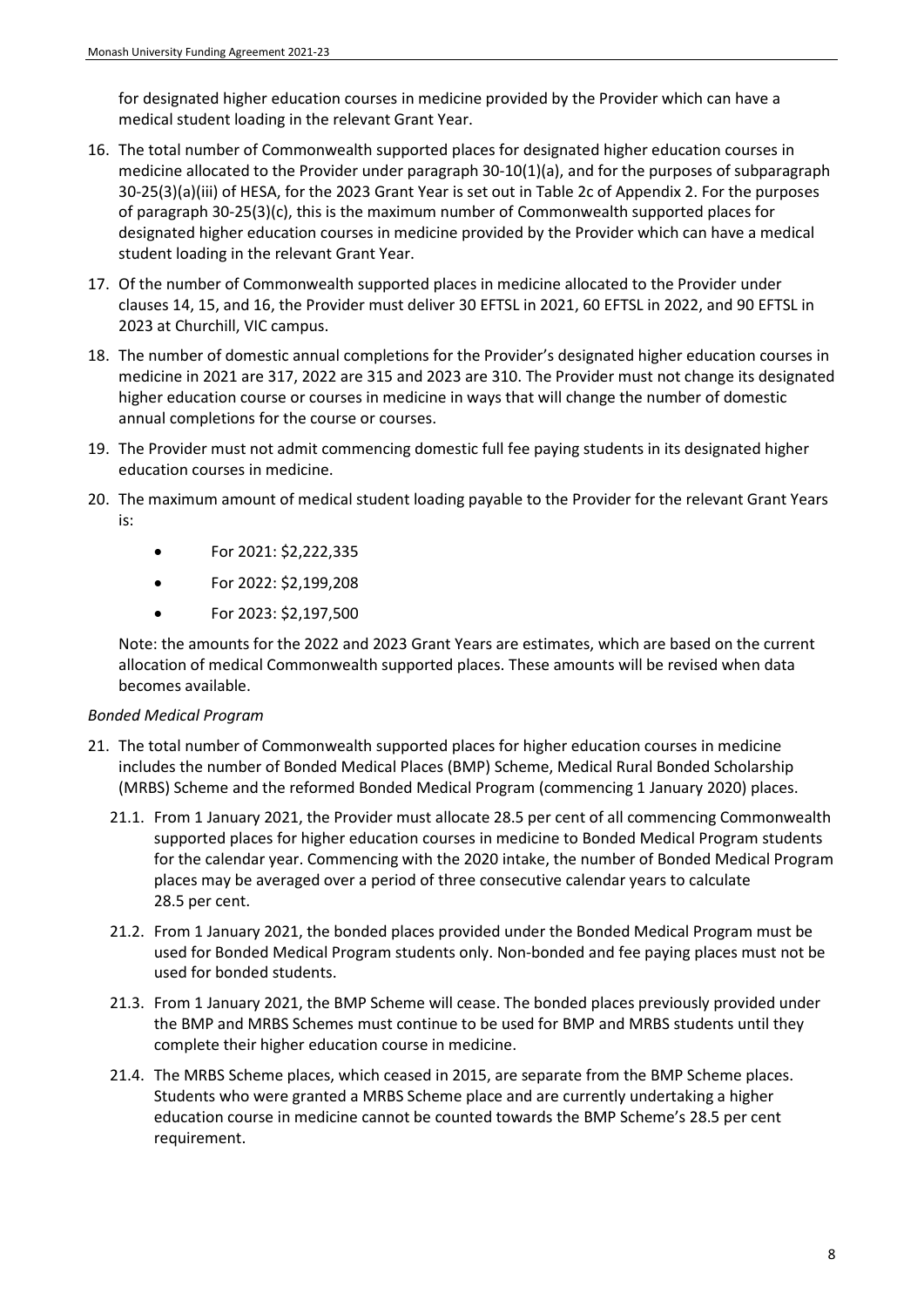for designated higher education courses in medicine provided by the Provider which can have a medical student loading in the relevant Grant Year.

16. The total number of Commonwealth supported places for designated higher education courses in medicine allocated to the Provider under paragraph 30-10(1)(a), and for the purposes of subparagraph 30-25(3)(a)(iii) of HESA, for the 2023 Grant Year is set out in Table 2c of Appendix 2. For the purposes of paragraph 30-25(3)(c), this is the maximum number of Commonwealth supported places for designated higher education courses in medicine provided by the Provider which can have a medical student loading in the relevant Grant Year.
17. Of the number of Commonwealth supported places in medicine allocated to the Provider under clauses 14, 15, and 16, the Provider must deliver 30 EFTSL in 2021, 60 EFTSL in 2022, and 90 EFTSL in 2023 at Churchill, VIC campus.
18. The number of domestic annual completions for the Provider's designated higher education courses in medicine in 2021 are 317, 2022 are 315 and 2023 are 310. The Provider must not change its designated higher education course or courses in medicine in ways that will change the number of domestic annual completions for the course or courses.
19. The Provider must not admit commencing domestic full fee paying students in its designated higher education courses in medicine.
20. The maximum amount of medical student loading payable to the Provider for the relevant Grant Years is:

    - For 2021: $2,222,335
    - For 2022: $2,199,208
    - For 2023: $2,197,500

    Note: the amounts for the 2022 and 2023 Grant Years are estimates, which are based on the current allocation of medical Commonwealth supported places. These amounts will be revised when data becomes available.

*Bonded Medical Program*

21. The total number of Commonwealth supported places for higher education courses in medicine includes the number of Bonded Medical Places (BMP) Scheme, Medical Rural Bonded Scholarship (MRBS) Scheme and the reformed Bonded Medical Program (commencing 1 January 2020) places.

    21.1. From 1 January 2021, the Provider must allocate 28.5 per cent of all commencing Commonwealth supported places for higher education courses in medicine to Bonded Medical Program students for the calendar year. Commencing with the 2020 intake, the number of Bonded Medical Program places may be averaged over a period of three consecutive calendar years to calculate 28.5 per cent.

    21.2. From 1 January 2021, the bonded places provided under the Bonded Medical Program must be used for Bonded Medical Program students only. Non-bonded and fee paying places must not be used for bonded students.

    21.3. From 1 January 2021, the BMP Scheme will cease. The bonded places previously provided under the BMP and MRBS Schemes must continue to be used for BMP and MRBS students until they complete their higher education course in medicine.

    21.4. The MRBS Scheme places, which ceased in 2015, are separate from the BMP Scheme places. Students who were granted a MRBS Scheme place and are currently undertaking a higher education course in medicine cannot be counted towards the BMP Scheme's 28.5 per cent requirement.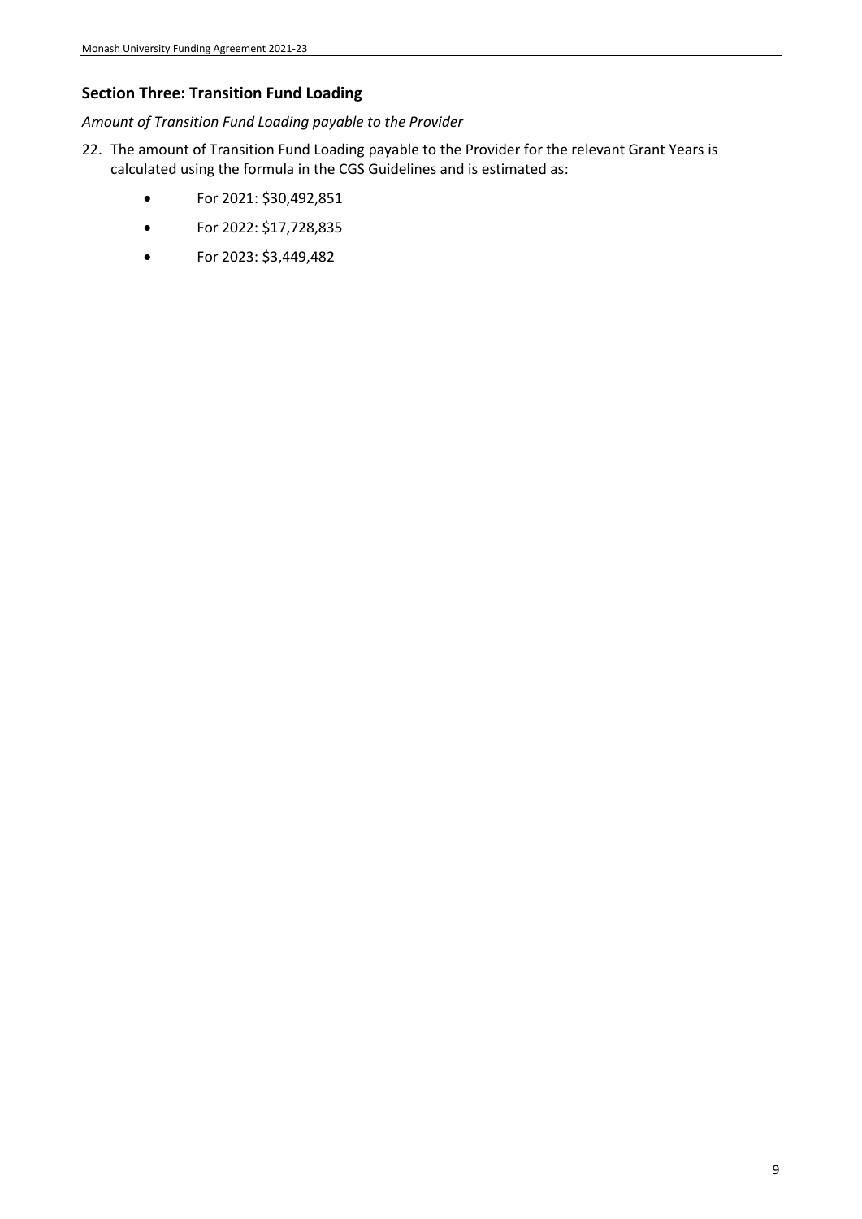## Section Three: Transition Fund Loading

*Amount of Transition Fund Loading payable to the Provider*

22. The amount of Transition Fund Loading payable to the Provider for the relevant Grant Years is calculated using the formula in the CGS Guidelines and is estimated as:

    - For 2021: $30,492,851
    - For 2022: $17,728,835
    - For 2023: $3,449,482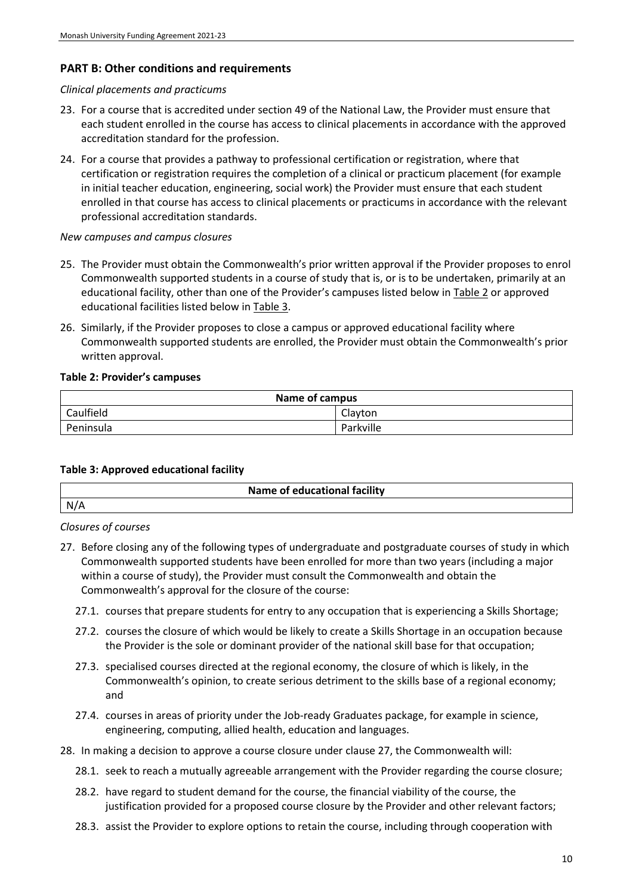## PART B: Other conditions and requirements

*Clinical placements and practicums*

23. For a course that is accredited under section 49 of the National Law, the Provider must ensure that each student enrolled in the course has access to clinical placements in accordance with the approved accreditation standard for the profession.

24. For a course that provides a pathway to professional certification or registration, where that certification or registration requires the completion of a clinical or practicum placement (for example in initial teacher education, engineering, social work) the Provider must ensure that each student enrolled in that course has access to clinical placements or practicums in accordance with the relevant professional accreditation standards.

*New campuses and campus closures*

25. The Provider must obtain the Commonwealth's prior written approval if the Provider proposes to enrol Commonwealth supported students in a course of study that is, or is to be undertaken, primarily at an educational facility, other than one of the Provider's campuses listed below in Table 2 or approved educational facilities listed below in Table 3.

26. Similarly, if the Provider proposes to close a campus or approved educational facility where Commonwealth supported students are enrolled, the Provider must obtain the Commonwealth's prior written approval.

**Table 2: Provider's campuses**

| Name of campus | |
|---|---|
| Caulfield | Clayton |
| Peninsula | Parkville |

**Table 3: Approved educational facility**

| Name of educational facility |
|---|
| N/A |

*Closures of courses*

27. Before closing any of the following types of undergraduate and postgraduate courses of study in which Commonwealth supported students have been enrolled for more than two years (including a major within a course of study), the Provider must consult the Commonwealth and obtain the Commonwealth's approval for the closure of the course:

    27.1. courses that prepare students for entry to any occupation that is experiencing a Skills Shortage;

    27.2. courses the closure of which would be likely to create a Skills Shortage in an occupation because the Provider is the sole or dominant provider of the national skill base for that occupation;

    27.3. specialised courses directed at the regional economy, the closure of which is likely, in the Commonwealth's opinion, to create serious detriment to the skills base of a regional economy; and

    27.4. courses in areas of priority under the Job-ready Graduates package, for example in science, engineering, computing, allied health, education and languages.

28. In making a decision to approve a course closure under clause 27, the Commonwealth will:

    28.1. seek to reach a mutually agreeable arrangement with the Provider regarding the course closure;

    28.2. have regard to student demand for the course, the financial viability of the course, the justification provided for a proposed course closure by the Provider and other relevant factors;

    28.3. assist the Provider to explore options to retain the course, including through cooperation with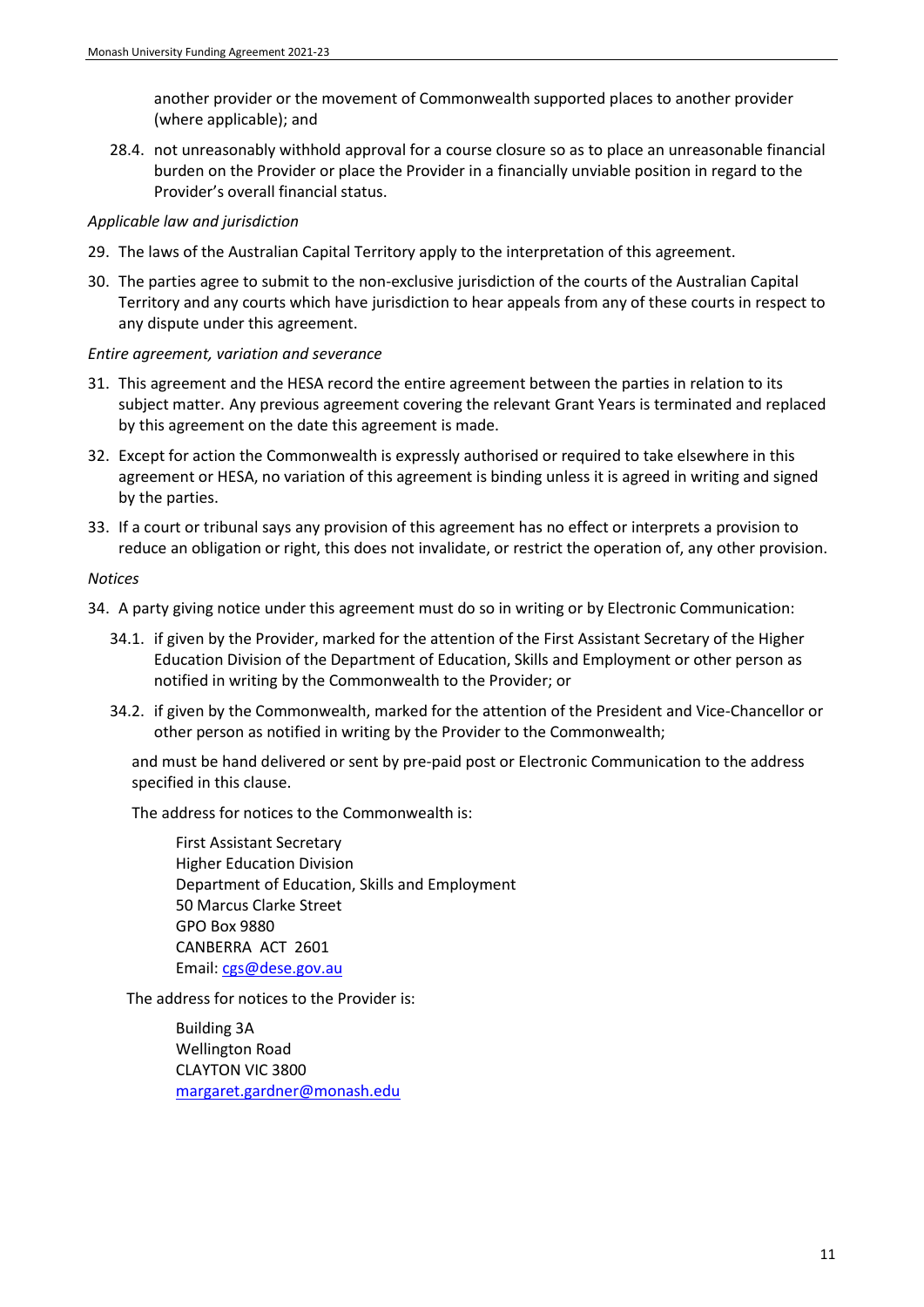another provider or the movement of Commonwealth supported places to another provider (where applicable); and

28.4. not unreasonably withhold approval for a course closure so as to place an unreasonable financial burden on the Provider or place the Provider in a financially unviable position in regard to the Provider's overall financial status.

*Applicable law and jurisdiction*

29. The laws of the Australian Capital Territory apply to the interpretation of this agreement.

30. The parties agree to submit to the non-exclusive jurisdiction of the courts of the Australian Capital Territory and any courts which have jurisdiction to hear appeals from any of these courts in respect to any dispute under this agreement.

*Entire agreement, variation and severance*

31. This agreement and the HESA record the entire agreement between the parties in relation to its subject matter. Any previous agreement covering the relevant Grant Years is terminated and replaced by this agreement on the date this agreement is made.

32. Except for action the Commonwealth is expressly authorised or required to take elsewhere in this agreement or HESA, no variation of this agreement is binding unless it is agreed in writing and signed by the parties.

33. If a court or tribunal says any provision of this agreement has no effect or interprets a provision to reduce an obligation or right, this does not invalidate, or restrict the operation of, any other provision.

*Notices*

34. A party giving notice under this agreement must do so in writing or by Electronic Communication:

    34.1. if given by the Provider, marked for the attention of the First Assistant Secretary of the Higher Education Division of the Department of Education, Skills and Employment or other person as notified in writing by the Commonwealth to the Provider; or

    34.2. if given by the Commonwealth, marked for the attention of the President and Vice-Chancellor or other person as notified in writing by the Provider to the Commonwealth;

    and must be hand delivered or sent by pre-paid post or Electronic Communication to the address specified in this clause.

    The address for notices to the Commonwealth is:

    First Assistant Secretary
    Higher Education Division
    Department of Education, Skills and Employment
    50 Marcus Clarke Street
    GPO Box 9880
    CANBERRA ACT 2601
    Email: cgs@dese.gov.au

    The address for notices to the Provider is:

    Building 3A
    Wellington Road
    CLAYTON VIC 3800
    margaret.gardner@monash.edu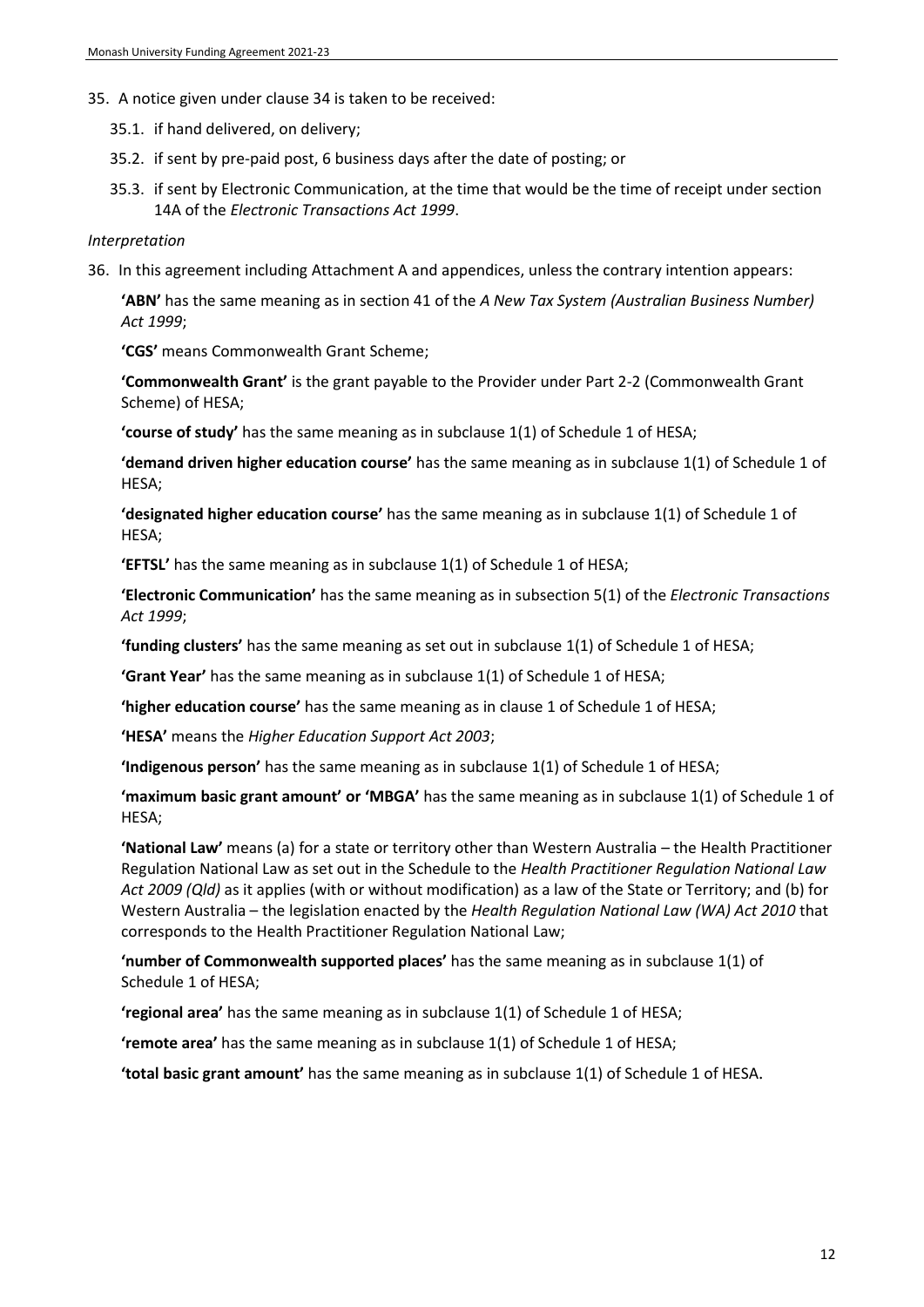35. A notice given under clause 34 is taken to be received:

    35.1. if hand delivered, on delivery;

    35.2. if sent by pre-paid post, 6 business days after the date of posting; or

    35.3. if sent by Electronic Communication, at the time that would be the time of receipt under section 14A of the *Electronic Transactions Act 1999*.

*Interpretation*

36. In this agreement including Attachment A and appendices, unless the contrary intention appears:

    **'ABN'** has the same meaning as in section 41 of the *A New Tax System (Australian Business Number) Act 1999*;

    **'CGS'** means Commonwealth Grant Scheme;

    **'Commonwealth Grant'** is the grant payable to the Provider under Part 2-2 (Commonwealth Grant Scheme) of HESA;

    **'course of study'** has the same meaning as in subclause 1(1) of Schedule 1 of HESA;

    **'demand driven higher education course'** has the same meaning as in subclause 1(1) of Schedule 1 of HESA;

    **'designated higher education course'** has the same meaning as in subclause 1(1) of Schedule 1 of HESA;

    **'EFTSL'** has the same meaning as in subclause 1(1) of Schedule 1 of HESA;

    **'Electronic Communication'** has the same meaning as in subsection 5(1) of the *Electronic Transactions Act 1999*;

    **'funding clusters'** has the same meaning as set out in subclause 1(1) of Schedule 1 of HESA;

    **'Grant Year'** has the same meaning as in subclause 1(1) of Schedule 1 of HESA;

    **'higher education course'** has the same meaning as in clause 1 of Schedule 1 of HESA;

    **'HESA'** means the *Higher Education Support Act 2003*;

    **'Indigenous person'** has the same meaning as in subclause 1(1) of Schedule 1 of HESA;

    **'maximum basic grant amount' or 'MBGA'** has the same meaning as in subclause 1(1) of Schedule 1 of HESA;

    **'National Law'** means (a) for a state or territory other than Western Australia – the Health Practitioner Regulation National Law as set out in the Schedule to the *Health Practitioner Regulation National Law Act 2009 (Qld)* as it applies (with or without modification) as a law of the State or Territory; and (b) for Western Australia – the legislation enacted by the *Health Regulation National Law (WA) Act 2010* that corresponds to the Health Practitioner Regulation National Law;

    **'number of Commonwealth supported places'** has the same meaning as in subclause 1(1) of Schedule 1 of HESA;

    **'regional area'** has the same meaning as in subclause 1(1) of Schedule 1 of HESA;

    **'remote area'** has the same meaning as in subclause 1(1) of Schedule 1 of HESA;

    **'total basic grant amount'** has the same meaning as in subclause 1(1) of Schedule 1 of HESA.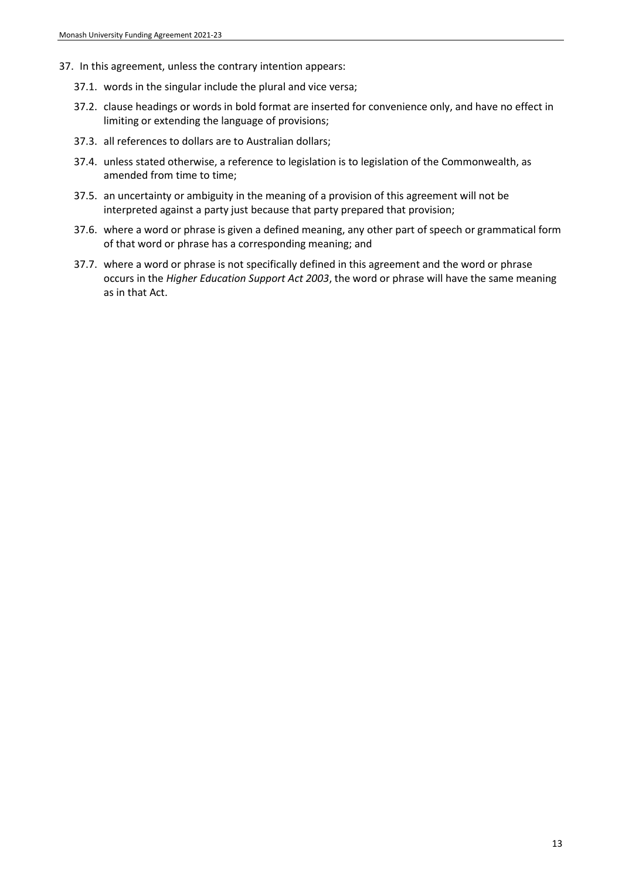37. In this agreement, unless the contrary intention appears:

    37.1. words in the singular include the plural and vice versa;

    37.2. clause headings or words in bold format are inserted for convenience only, and have no effect in limiting or extending the language of provisions;

    37.3. all references to dollars are to Australian dollars;

    37.4. unless stated otherwise, a reference to legislation is to legislation of the Commonwealth, as amended from time to time;

    37.5. an uncertainty or ambiguity in the meaning of a provision of this agreement will not be interpreted against a party just because that party prepared that provision;

    37.6. where a word or phrase is given a defined meaning, any other part of speech or grammatical form of that word or phrase has a corresponding meaning; and

    37.7. where a word or phrase is not specifically defined in this agreement and the word or phrase occurs in the *Higher Education Support Act 2003*, the word or phrase will have the same meaning as in that Act.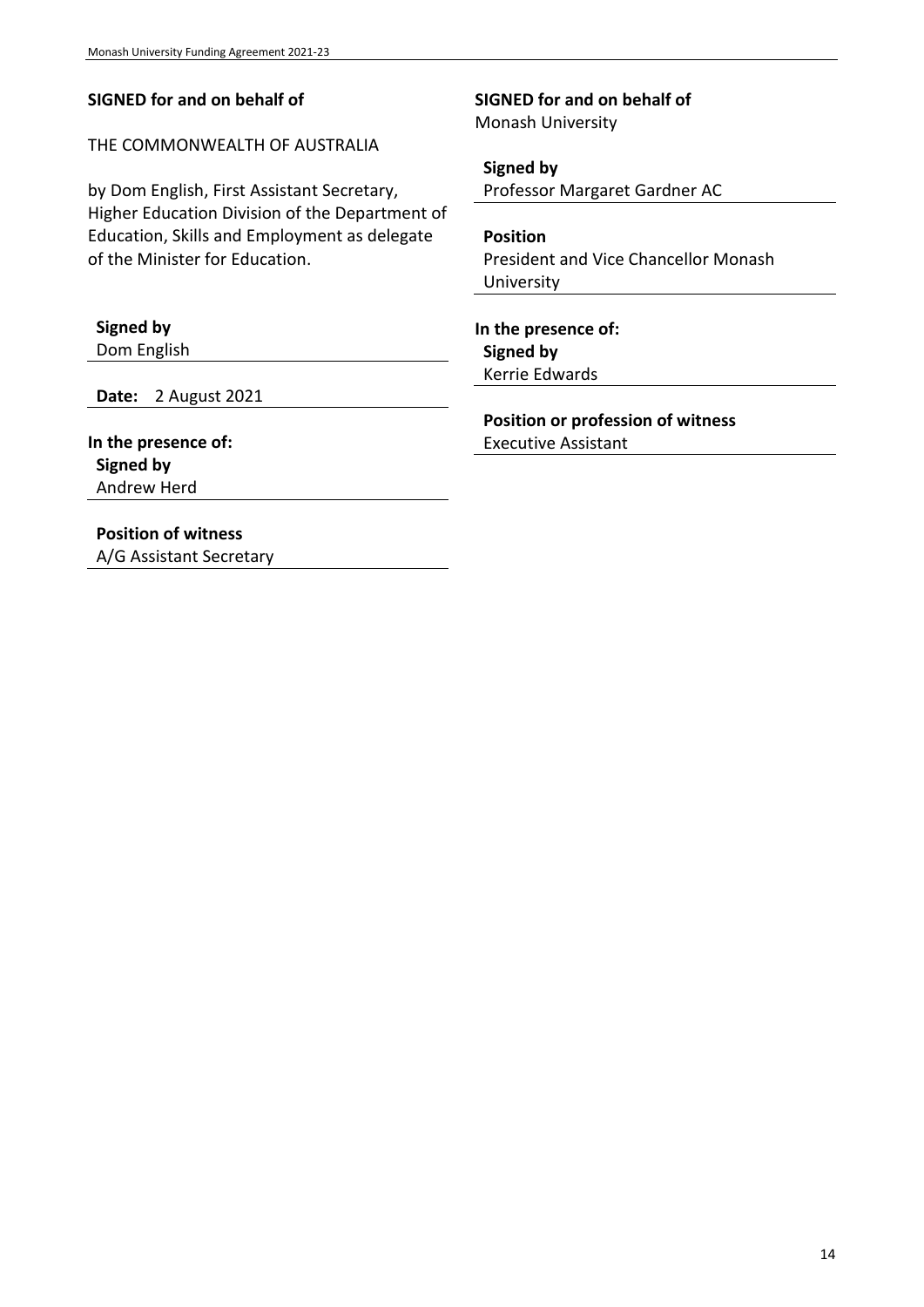**SIGNED for and on behalf of**

THE COMMONWEALTH OF AUSTRALIA

by Dom English, First Assistant Secretary, Higher Education Division of the Department of Education, Skills and Employment as delegate of the Minister for Education.

**Signed by**
Dom English

**Date:** 2 August 2021

**In the presence of:**
**Signed by**
Andrew Herd

**Position of witness**
A/G Assistant Secretary

**SIGNED for and on behalf of**
Monash University

**Signed by**
Professor Margaret Gardner AC

**Position**
President and Vice Chancellor Monash University

**In the presence of:**
**Signed by**
Kerrie Edwards

**Position or profession of witness**
Executive Assistant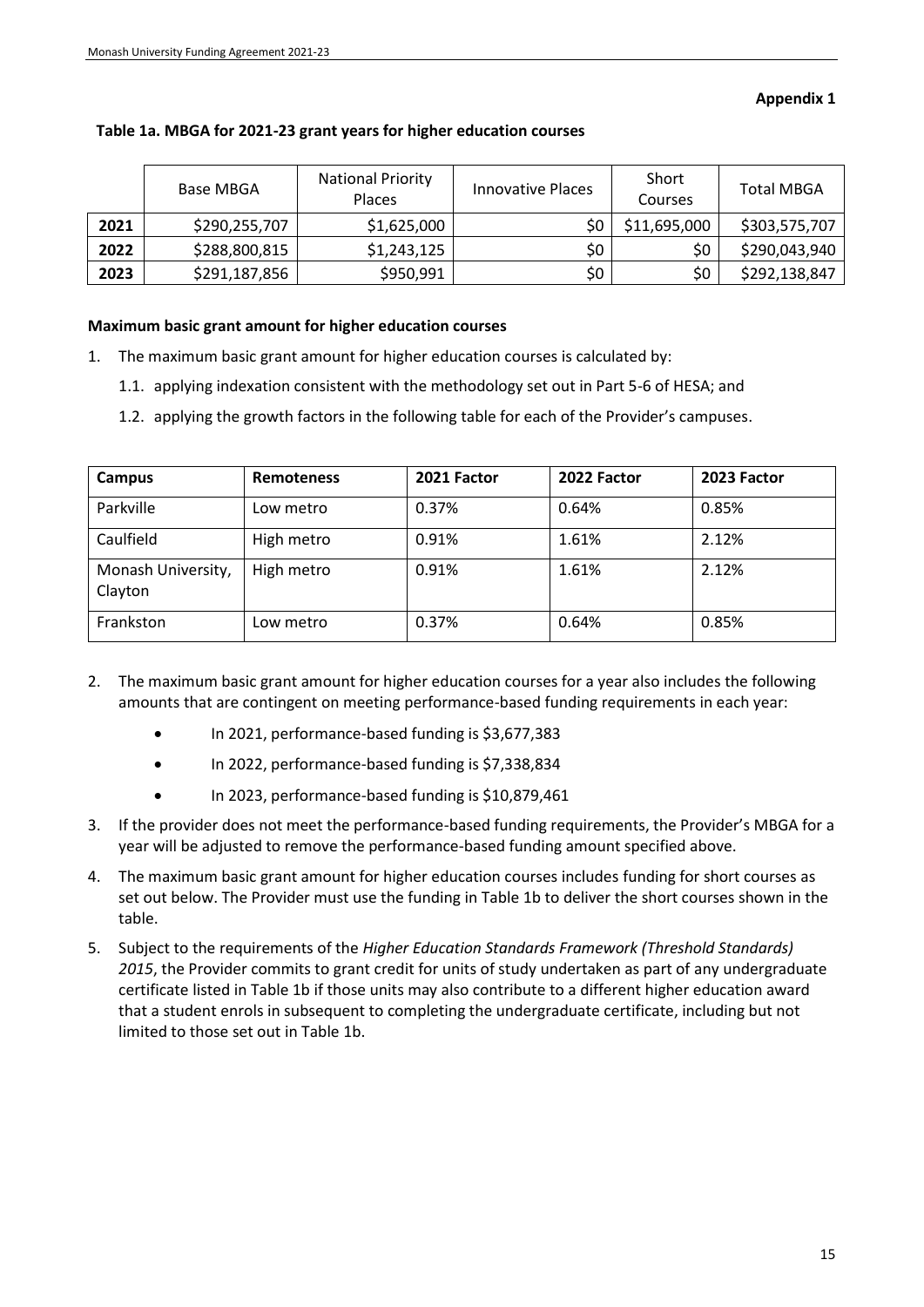**Appendix 1**

**Table 1a. MBGA for 2021-23 grant years for higher education courses**

| | Base MBGA | National Priority Places | Innovative Places | Short Courses | Total MBGA |
|---|---|---|---|---|---|
| **2021** | $290,255,707 | $1,625,000 | $0 | $11,695,000 | $303,575,707 |
| **2022** | $288,800,815 | $1,243,125 | $0 | $0 | $290,043,940 |
| **2023** | $291,187,856 | $950,991 | $0 | $0 | $292,138,847 |

**Maximum basic grant amount for higher education courses**

1. The maximum basic grant amount for higher education courses is calculated by:
   1.1. applying indexation consistent with the methodology set out in Part 5-6 of HESA; and
   1.2. applying the growth factors in the following table for each of the Provider's campuses.

| Campus | Remoteness | 2021 Factor | 2022 Factor | 2023 Factor |
|---|---|---|---|---|
| Parkville | Low metro | 0.37% | 0.64% | 0.85% |
| Caulfield | High metro | 0.91% | 1.61% | 2.12% |
| Monash University, Clayton | High metro | 0.91% | 1.61% | 2.12% |
| Frankston | Low metro | 0.37% | 0.64% | 0.85% |

2. The maximum basic grant amount for higher education courses for a year also includes the following amounts that are contingent on meeting performance-based funding requirements in each year:
   - In 2021, performance-based funding is $3,677,383
   - In 2022, performance-based funding is $7,338,834
   - In 2023, performance-based funding is $10,879,461
3. If the provider does not meet the performance-based funding requirements, the Provider's MBGA for a year will be adjusted to remove the performance-based funding amount specified above.
4. The maximum basic grant amount for higher education courses includes funding for short courses as set out below. The Provider must use the funding in Table 1b to deliver the short courses shown in the table.
5. Subject to the requirements of the *Higher Education Standards Framework (Threshold Standards) 2015*, the Provider commits to grant credit for units of study undertaken as part of any undergraduate certificate listed in Table 1b if those units may also contribute to a different higher education award that a student enrols in subsequent to completing the undergraduate certificate, including but not limited to those set out in Table 1b.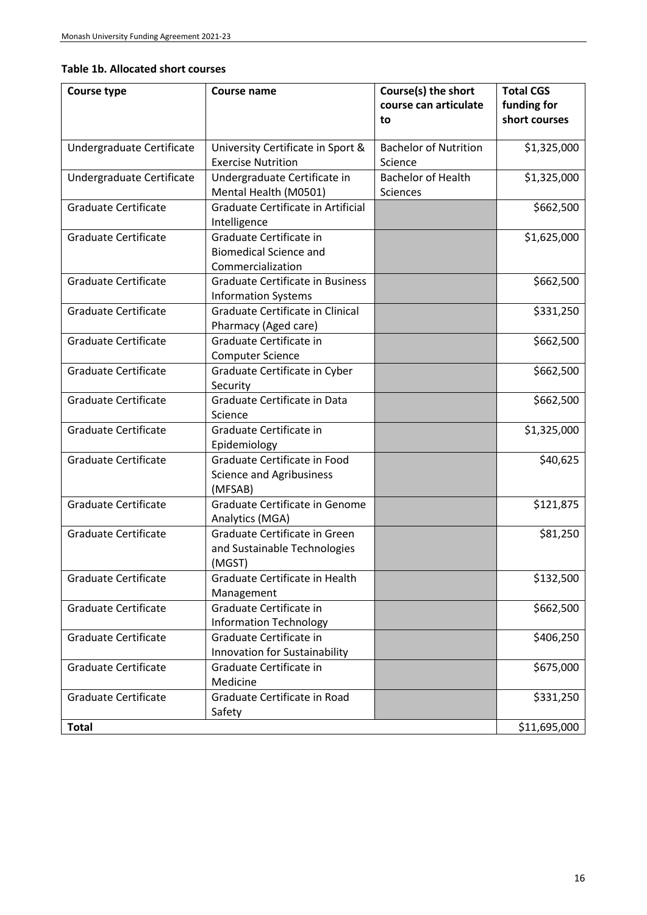**Table 1b. Allocated short courses**

| Course type | Course name | Course(s) the short course can articulate to | Total CGS funding for short courses |
|---|---|---|---|
| Undergraduate Certificate | University Certificate in Sport & Exercise Nutrition | Bachelor of Nutrition Science | $1,325,000 |
| Undergraduate Certificate | Undergraduate Certificate in Mental Health (M0501) | Bachelor of Health Sciences | $1,325,000 |
| Graduate Certificate | Graduate Certificate in Artificial Intelligence | | $662,500 |
| Graduate Certificate | Graduate Certificate in Biomedical Science and Commercialization | | $1,625,000 |
| Graduate Certificate | Graduate Certificate in Business Information Systems | | $662,500 |
| Graduate Certificate | Graduate Certificate in Clinical Pharmacy (Aged care) | | $331,250 |
| Graduate Certificate | Graduate Certificate in Computer Science | | $662,500 |
| Graduate Certificate | Graduate Certificate in Cyber Security | | $662,500 |
| Graduate Certificate | Graduate Certificate in Data Science | | $662,500 |
| Graduate Certificate | Graduate Certificate in Epidemiology | | $1,325,000 |
| Graduate Certificate | Graduate Certificate in Food Science and Agribusiness (MFSAB) | | $40,625 |
| Graduate Certificate | Graduate Certificate in Genome Analytics (MGA) | | $121,875 |
| Graduate Certificate | Graduate Certificate in Green and Sustainable Technologies (MGST) | | $81,250 |
| Graduate Certificate | Graduate Certificate in Health Management | | $132,500 |
| Graduate Certificate | Graduate Certificate in Information Technology | | $662,500 |
| Graduate Certificate | Graduate Certificate in Innovation for Sustainability | | $406,250 |
| Graduate Certificate | Graduate Certificate in Medicine | | $675,000 |
| Graduate Certificate | Graduate Certificate in Road Safety | | $331,250 |
| **Total** | | | $11,695,000 |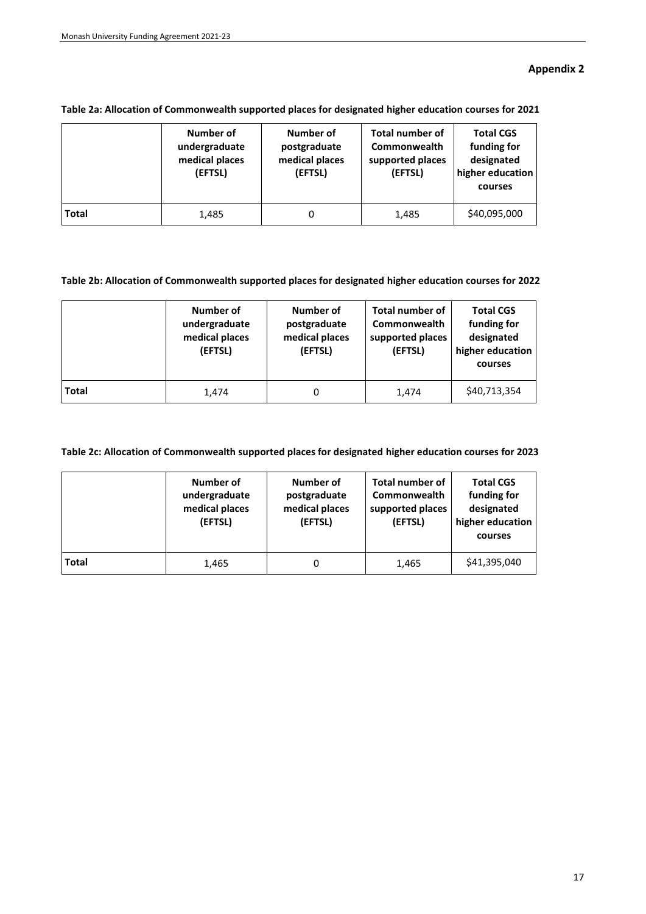## Appendix 2

**Table 2a: Allocation of Commonwealth supported places for designated higher education courses for 2021**

| | Number of undergraduate medical places (EFTSL) | Number of postgraduate medical places (EFTSL) | Total number of Commonwealth supported places (EFTSL) | Total CGS funding for designated higher education courses |
|---|---|---|---|---|
| **Total** | 1,485 | 0 | 1,485 | $40,095,000 |

**Table 2b: Allocation of Commonwealth supported places for designated higher education courses for 2022**

| | Number of undergraduate medical places (EFTSL) | Number of postgraduate medical places (EFTSL) | Total number of Commonwealth supported places (EFTSL) | Total CGS funding for designated higher education courses |
|---|---|---|---|---|
| **Total** | 1,474 | 0 | 1,474 | $40,713,354 |

**Table 2c: Allocation of Commonwealth supported places for designated higher education courses for 2023**

| | Number of undergraduate medical places (EFTSL) | Number of postgraduate medical places (EFTSL) | Total number of Commonwealth supported places (EFTSL) | Total CGS funding for designated higher education courses |
|---|---|---|---|---|
| **Total** | 1,465 | 0 | 1,465 | $41,395,040 |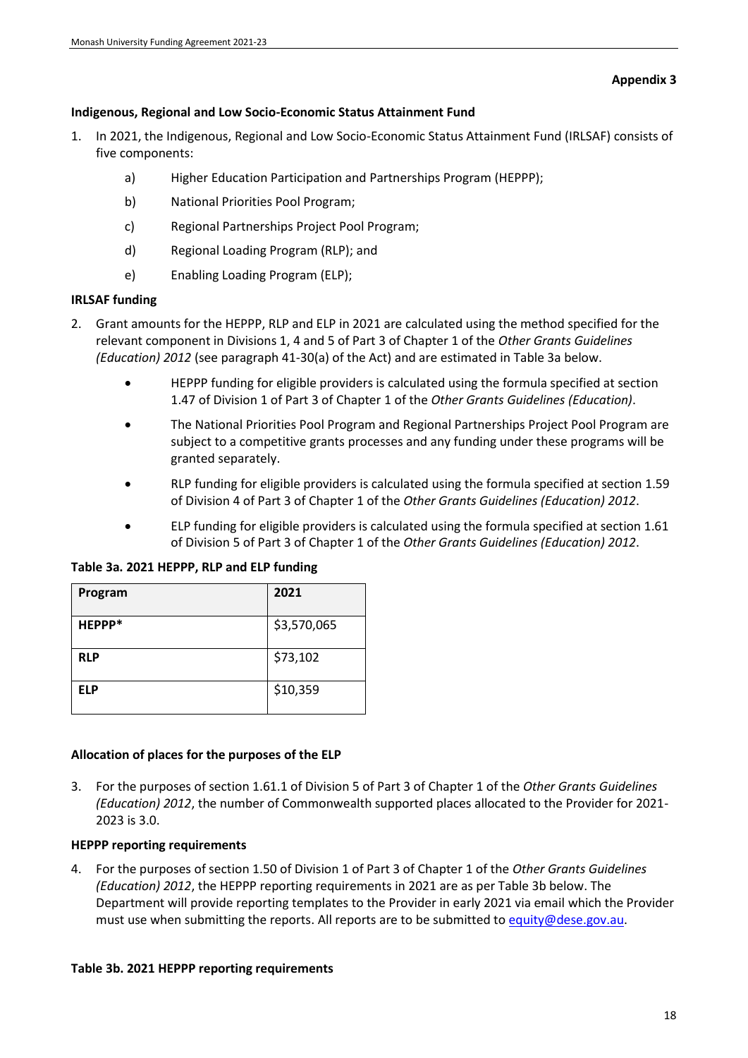**Appendix 3**

**Indigenous, Regional and Low Socio-Economic Status Attainment Fund**

1. In 2021, the Indigenous, Regional and Low Socio-Economic Status Attainment Fund (IRLSAF) consists of five components:

    a) Higher Education Participation and Partnerships Program (HEPPP);

    b) National Priorities Pool Program;

    c) Regional Partnerships Project Pool Program;

    d) Regional Loading Program (RLP); and

    e) Enabling Loading Program (ELP);

**IRLSAF funding**

2. Grant amounts for the HEPPP, RLP and ELP in 2021 are calculated using the method specified for the relevant component in Divisions 1, 4 and 5 of Part 3 of Chapter 1 of the *Other Grants Guidelines (Education) 2012* (see paragraph 41-30(a) of the Act) and are estimated in Table 3a below.

    - HEPPP funding for eligible providers is calculated using the formula specified at section 1.47 of Division 1 of Part 3 of Chapter 1 of the *Other Grants Guidelines (Education)*.
    - The National Priorities Pool Program and Regional Partnerships Project Pool Program are subject to a competitive grants processes and any funding under these programs will be granted separately.
    - RLP funding for eligible providers is calculated using the formula specified at section 1.59 of Division 4 of Part 3 of Chapter 1 of the *Other Grants Guidelines (Education) 2012*.
    - ELP funding for eligible providers is calculated using the formula specified at section 1.61 of Division 5 of Part 3 of Chapter 1 of the *Other Grants Guidelines (Education) 2012*.

**Table 3a. 2021 HEPPP, RLP and ELP funding**

| Program | 2021 |
|---|---|
| **HEPPP*** | $3,570,065 |
| **RLP** | $73,102 |
| **ELP** | $10,359 |

**Allocation of places for the purposes of the ELP**

3. For the purposes of section 1.61.1 of Division 5 of Part 3 of Chapter 1 of the *Other Grants Guidelines (Education) 2012*, the number of Commonwealth supported places allocated to the Provider for 2021-2023 is 3.0.

**HEPPP reporting requirements**

4. For the purposes of section 1.50 of Division 1 of Part 3 of Chapter 1 of the *Other Grants Guidelines (Education) 2012*, the HEPPP reporting requirements in 2021 are as per Table 3b below. The Department will provide reporting templates to the Provider in early 2021 via email which the Provider must use when submitting the reports. All reports are to be submitted to equity@dese.gov.au.

**Table 3b. 2021 HEPPP reporting requirements**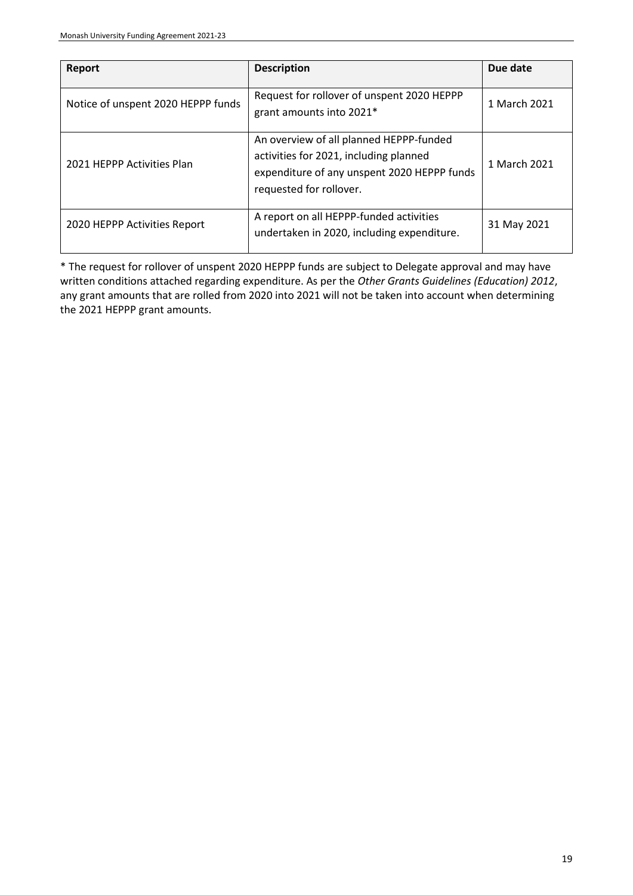| Report | Description | Due date |
|---|---|---|
| Notice of unspent 2020 HEPPP funds | Request for rollover of unspent 2020 HEPPP grant amounts into 2021* | 1 March 2021 |
| 2021 HEPPP Activities Plan | An overview of all planned HEPPP-funded activities for 2021, including planned expenditure of any unspent 2020 HEPPP funds requested for rollover. | 1 March 2021 |
| 2020 HEPPP Activities Report | A report on all HEPPP-funded activities undertaken in 2020, including expenditure. | 31 May 2021 |

* The request for rollover of unspent 2020 HEPPP funds are subject to Delegate approval and may have written conditions attached regarding expenditure. As per the *Other Grants Guidelines (Education) 2012*, any grant amounts that are rolled from 2020 into 2021 will not be taken into account when determining the 2021 HEPPP grant amounts.